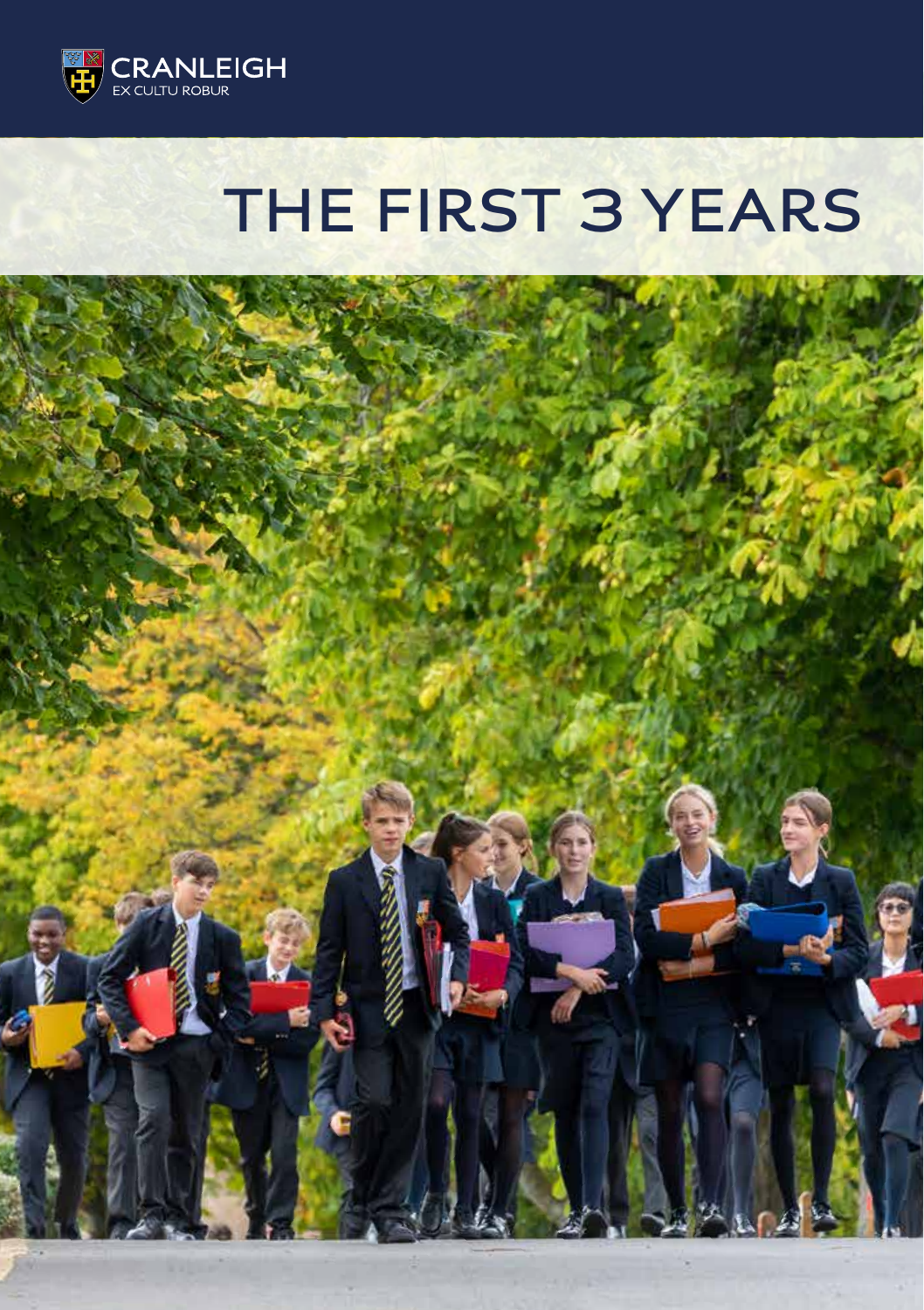CRANLEIGH

EX CULTU ROBUR

# THE FIRST 3 YEARS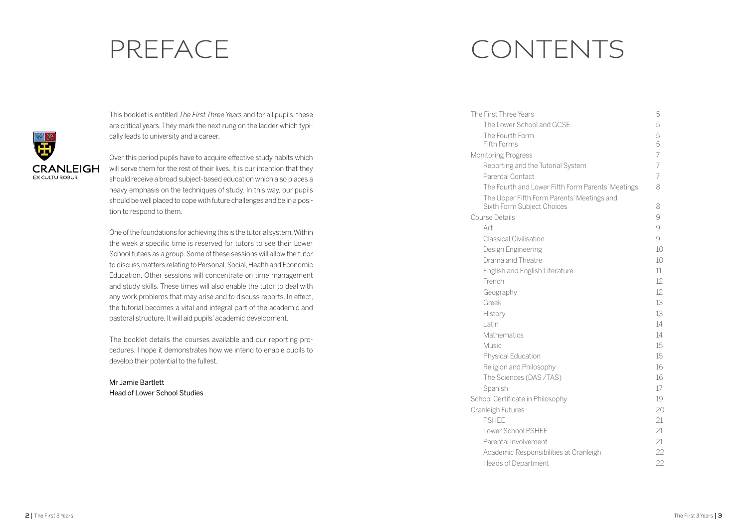# PREFACE

This booklet is entitled *The First Three Years* and for all pupils, these are critical years. They mark the next rung on the ladder which typically leads to university and a career.

Over this period pupils have to acquire effective study habits which will serve them for the rest of their lives. It is our intention that they should receive a broad subject-based education which also places a heavy emphasis on the techniques of study. In this way, our pupils should be well placed to cope with future challenges and be in a position to respond to them.

One of the foundations for achieving this is the tutorial system. Within the week a specific time is reserved for tutors to see their Lower School tutees as a group. Some of these sessions will allow the tutor to discuss matters relating to Personal, Social, Health and Economic Education. Other sessions will concentrate on time management and study skills. These times will also enable the tutor to deal with any work problems that may arise and to discuss reports. In effect, the tutorial becomes a vital and integral part of the academic and pastoral structure. It will aid pupils' academic development.

The booklet details the courses available and our reporting procedures. I hope it demonstrates how we intend to enable pupils to develop their potential to the fullest.

Mr Jamie Bartlett
Head of Lower School Studies

# CONTENTS

| | |
|---|---|
| The First Three Years | 5 |
| The Lower School and GCSE | 5 |
| The Fourth Form | 5 |
| Fifth Forms | 5 |
| Monitoring Progress | 7 |
| Reporting and the Tutorial System | 7 |
| Parental Contact | 7 |
| The Fourth and Lower Fifth Form Parents' Meetings | 8 |
| The Upper Fifth Form Parents' Meetings and Sixth Form Subject Choices | 8 |
| Course Details | 9 |
| Art | 9 |
| Classical Civilisation | 9 |
| Design Engineering | 10 |
| Drama and Theatre | 10 |
| English and English Literature | 11 |
| French | 12 |
| Geography | 12 |
| Greek | 13 |
| History | 13 |
| Latin | 14 |
| Mathematics | 14 |
| Music | 15 |
| Physical Education | 15 |
| Religion and Philosophy | 16 |
| The Sciences (DAS / TAS) | 16 |
| Spanish | 17 |
| School Certificate in Philosophy | 19 |
| Cranleigh Futures | 20 |
| PSHEE | 21 |
| Lower School PSHEE | 21 |
| Parental Involvement | 21 |
| Academic Responsibilities at Cranleigh | 22 |
| Heads of Department | 22 |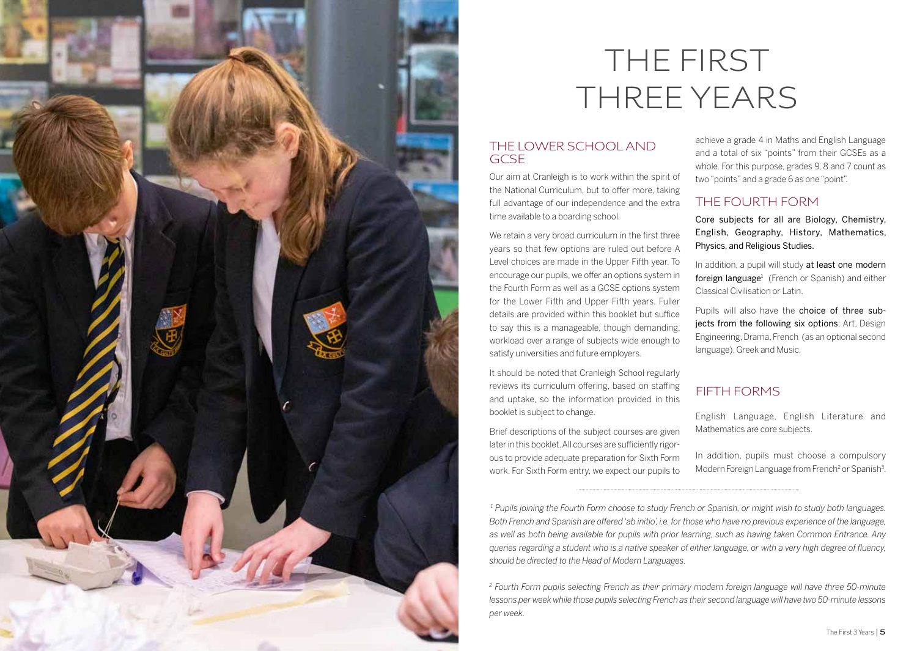# THE FIRST THREE YEARS

## THE LOWER SCHOOL AND GCSE

Our aim at Cranleigh is to work within the spirit of the National Curriculum, but to offer more, taking full advantage of our independence and the extra time available to a boarding school.

We retain a very broad curriculum in the first three years so that few options are ruled out before A Level choices are made in the Upper Fifth year. To encourage our pupils, we offer an options system in the Fourth Form as well as a GCSE options system for the Lower Fifth and Upper Fifth years. Fuller details are provided within this booklet but suffice to say this is a manageable, though demanding, workload over a range of subjects wide enough to satisfy universities and future employers.

It should be noted that Cranleigh School regularly reviews its curriculum offering, based on staffing and uptake, so the information provided in this booklet is subject to change.

Brief descriptions of the subject courses are given later in this booklet. All courses are sufficiently rigorous to provide adequate preparation for Sixth Form work. For Sixth Form entry, we expect our pupils to achieve a grade 4 in Maths and English Language and a total of six "points" from their GCSEs as a whole. For this purpose, grades 9, 8 and 7 count as two "points" and a grade 6 as one "point".

## THE FOURTH FORM

Core subjects for all are Biology, Chemistry, English, Geography, History, Mathematics, Physics, and Religious Studies.

In addition, a pupil will study at least one modern foreign language[1] (French or Spanish) and either Classical Civilisation or Latin.

Pupils will also have the choice of three subjects from the following six options: Art, Design Engineering, Drama, French (as an optional second language), Greek and Music.

## FIFTH FORMS

English Language, English Literature and Mathematics are core subjects.

In addition, pupils must choose a compulsory Modern Foreign Language from French[2] or Spanish[3].

---

*[1] Pupils joining the Fourth Form choose to study French or Spanish, or might wish to study both languages. Both French and Spanish are offered 'ab initio', i.e. for those who have no previous experience of the language, as well as both being available for pupils with prior learning, such as having taken Common Entrance. Any queries regarding a student who is a native speaker of either language, or with a very high degree of fluency, should be directed to the Head of Modern Languages.*

*[2] Fourth Form pupils selecting French as their primary modern foreign language will have three 50-minute lessons per week while those pupils selecting French as their second language will have two 50-minute lessons per week.*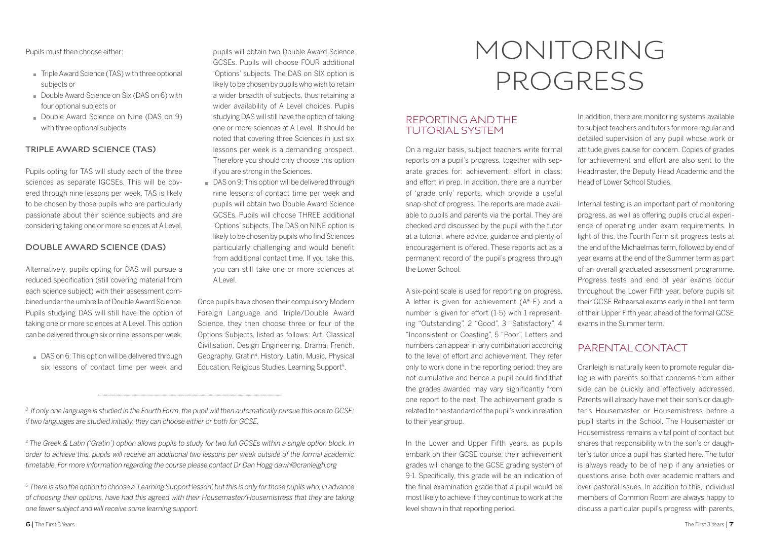Pupils must then choose either:

- Triple Award Science (TAS) with three optional subjects or
- Double Award Science on Six (DAS on 6) with four optional subjects or
- Double Award Science on Nine (DAS on 9) with three optional subjects

### TRIPLE AWARD SCIENCE (TAS)

Pupils opting for TAS will study each of the three sciences as separate IGCSEs. This will be covered through nine lessons per week. TAS is likely to be chosen by those pupils who are particularly passionate about their science subjects and are considering taking one or more sciences at A Level.

### DOUBLE AWARD SCIENCE (DAS)

Alternatively, pupils opting for DAS will pursue a reduced specification (still covering material from each science subject) with their assessment combined under the umbrella of Double Award Science. Pupils studying DAS will still have the option of taking one or more sciences at A Level. This option can be delivered through six or nine lessons per week.

- DAS on 6: This option will be delivered through six lessons of contact time per week and pupils will obtain two Double Award Science GCSEs. Pupils will choose FOUR additional 'Options' subjects. The DAS on SIX option is likely to be chosen by pupils who wish to retain a wider breadth of subjects, thus retaining a wider availability of A Level choices. Pupils studying DAS will still have the option of taking one or more sciences at A Level. It should be noted that covering three Sciences in just six lessons per week is a demanding prospect. Therefore you should only choose this option if you are strong in the Sciences.
- DAS on 9: This option will be delivered through nine lessons of contact time per week and pupils will obtain two Double Award Science GCSEs. Pupils will choose THREE additional 'Options' subjects. The DAS on NINE option is likely to be chosen by pupils who find Sciences particularly challenging and would benefit from additional contact time. If you take this, you can still take one or more sciences at A Level.

Once pupils have chosen their compulsory Modern Foreign Language and Triple/Double Award Science, they then choose three or four of the Options Subjects, listed as follows: Art, Classical Civilisation, Design Engineering, Drama, French, Geography, Gratin[4], History, Latin, Music, Physical Education, Religious Studies, Learning Support[5].

---

[3] *If only one language is studied in the Fourth Form, the pupil will then automatically pursue this one to GCSE; if two languages are studied initially, they can choose either or both for GCSE.*

[4] *The Greek & Latin ('Gratin') option allows pupils to study for two full GCSEs within a single option block. In order to achieve this, pupils will receive an additional two lessons per week outside of the formal academic timetable. For more information regarding the course please contact Dr Dan Hogg dawh@cranleigh.org*

[5] *There is also the option to choose a 'Learning Support lesson', but this is only for those pupils who, in advance of choosing their options, have had this agreed with their Housemaster/Housemistress that they are taking one fewer subject and will receive some learning support.*

# MONITORING PROGRESS

## REPORTING AND THE TUTORIAL SYSTEM

On a regular basis, subject teachers write formal reports on a pupil's progress, together with separate grades for: achievement; effort in class; and effort in prep. In addition, there are a number of 'grade only' reports, which provide a useful snap-shot of progress. The reports are made available to pupils and parents via the portal. They are checked and discussed by the pupil with the tutor at a tutorial, where advice, guidance and plenty of encouragement is offered. These reports act as a permanent record of the pupil's progress through the Lower School.

A six-point scale is used for reporting on progress. A letter is given for achievement (A*-E) and a number is given for effort (1-5) with 1 representing "Outstanding", 2 "Good", 3 "Satisfactory", 4 "Inconsistent or Coasting", 5 "Poor". Letters and numbers can appear in any combination according to the level of effort and achievement. They refer only to work done in the reporting period: they are not cumulative and hence a pupil could find that the grades awarded may vary significantly from one report to the next. The achievement grade is related to the standard of the pupil's work in relation to their year group.

In the Lower and Upper Fifth years, as pupils embark on their GCSE course, their achievement grades will change to the GCSE grading system of 9-1. Specifically, this grade will be an indication of the final examination grade that a pupil would be most likely to achieve if they continue to work at the level shown in that reporting period.

In addition, there are monitoring systems available to subject teachers and tutors for more regular and detailed supervision of any pupil whose work or attitude gives cause for concern. Copies of grades for achievement and effort are also sent to the Headmaster, the Deputy Head Academic and the Head of Lower School Studies.

Internal testing is an important part of monitoring progress, as well as offering pupils crucial experience of operating under exam requirements. In light of this, the Fourth Form sit progress tests at the end of the Michaelmas term, followed by end of year exams at the end of the Summer term as part of an overall graduated assessment programme. Progress tests and end of year exams occur throughout the Lower Fifth year, before pupils sit their GCSE Rehearsal exams early in the Lent term of their Upper Fifth year, ahead of the formal GCSE exams in the Summer term.

## PARENTAL CONTACT

Cranleigh is naturally keen to promote regular dialogue with parents so that concerns from either side can be quickly and effectively addressed. Parents will already have met their son's or daughter's Housemaster or Housemistress before a pupil starts in the School. The Housemaster or Housemistress remains a vital point of contact but shares that responsibility with the son's or daughter's tutor once a pupil has started here. The tutor is always ready to be of help if any anxieties or questions arise, both over academic matters and over pastoral issues. In addition to this, individual members of Common Room are always happy to discuss a particular pupil's progress with parents,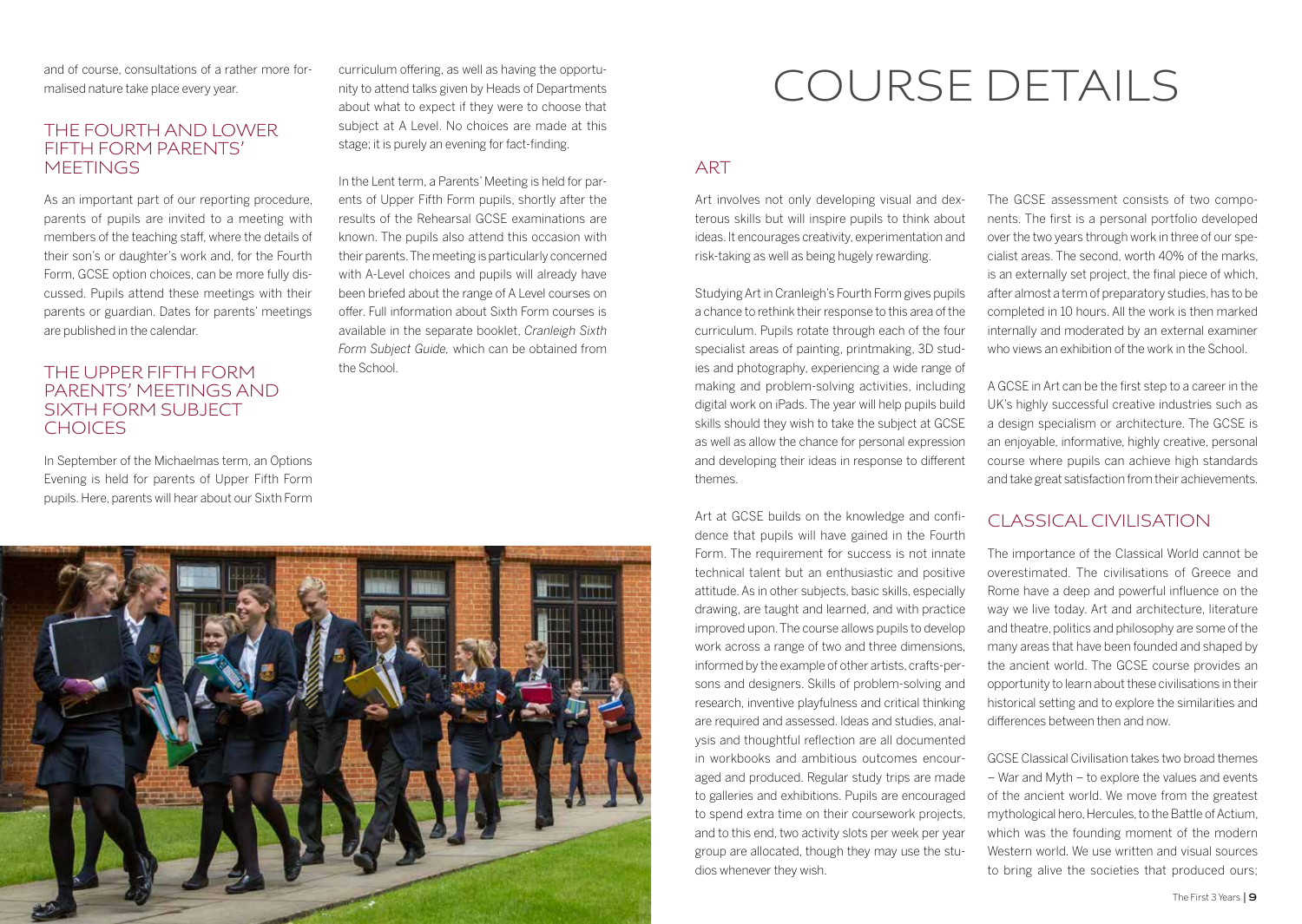and of course, consultations of a rather more formalised nature take place every year.

### THE FOURTH AND LOWER FIFTH FORM PARENTS' MEETINGS

As an important part of our reporting procedure, parents of pupils are invited to a meeting with members of the teaching staff, where the details of their son's or daughter's work and, for the Fourth Form, GCSE option choices, can be more fully discussed. Pupils attend these meetings with their parents or guardian. Dates for parents' meetings are published in the calendar.

### THE UPPER FIFTH FORM PARENTS' MEETINGS AND SIXTH FORM SUBJECT CHOICES

In September of the Michaelmas term, an Options Evening is held for parents of Upper Fifth Form pupils. Here, parents will hear about our Sixth Form curriculum offering, as well as having the opportunity to attend talks given by Heads of Departments about what to expect if they were to choose that subject at A Level. No choices are made at this stage; it is purely an evening for fact-finding.

In the Lent term, a Parents' Meeting is held for parents of Upper Fifth Form pupils, shortly after the results of the Rehearsal GCSE examinations are known. The pupils also attend this occasion with their parents. The meeting is particularly concerned with A-Level choices and pupils will already have been briefed about the range of A Level courses on offer. Full information about Sixth Form courses is available in the separate booklet, *Cranleigh Sixth Form Subject Guide,* which can be obtained from the School.

# COURSE DETAILS

## ART

Art involves not only developing visual and dexterous skills but will inspire pupils to think about ideas. It encourages creativity, experimentation and risk-taking as well as being hugely rewarding.

Studying Art in Cranleigh's Fourth Form gives pupils a chance to rethink their response to this area of the curriculum. Pupils rotate through each of the four specialist areas of painting, printmaking, 3D studies and photography, experiencing a wide range of making and problem-solving activities, including digital work on iPads. The year will help pupils build skills should they wish to take the subject at GCSE as well as allow the chance for personal expression and developing their ideas in response to different themes.

Art at GCSE builds on the knowledge and confidence that pupils will have gained in the Fourth Form. The requirement for success is not innate technical talent but an enthusiastic and positive attitude. As in other subjects, basic skills, especially drawing, are taught and learned, and with practice improved upon. The course allows pupils to develop work across a range of two and three dimensions, informed by the example of other artists, crafts-persons and designers. Skills of problem-solving and research, inventive playfulness and critical thinking are required and assessed. Ideas and studies, analysis and thoughtful reflection are all documented in workbooks and ambitious outcomes encouraged and produced. Regular study trips are made to galleries and exhibitions. Pupils are encouraged to spend extra time on their coursework projects, and to this end, two activity slots per week per year group are allocated, though they may use the studios whenever they wish.

The GCSE assessment consists of two components. The first is a personal portfolio developed over the two years through work in three of our specialist areas. The second, worth 40% of the marks, is an externally set project, the final piece of which, after almost a term of preparatory studies, has to be completed in 10 hours. All the work is then marked internally and moderated by an external examiner who views an exhibition of the work in the School.

A GCSE in Art can be the first step to a career in the UK's highly successful creative industries such as a design specialism or architecture. The GCSE is an enjoyable, informative, highly creative, personal course where pupils can achieve high standards and take great satisfaction from their achievements.

## CLASSICAL CIVILISATION

The importance of the Classical World cannot be overestimated. The civilisations of Greece and Rome have a deep and powerful influence on the way we live today. Art and architecture, literature and theatre, politics and philosophy are some of the many areas that have been founded and shaped by the ancient world. The GCSE course provides an opportunity to learn about these civilisations in their historical setting and to explore the similarities and differences between then and now.

GCSE Classical Civilisation takes two broad themes – War and Myth – to explore the values and events of the ancient world. We move from the greatest mythological hero, Hercules, to the Battle of Actium, which was the founding moment of the modern Western world. We use written and visual sources to bring alive the societies that produced ours;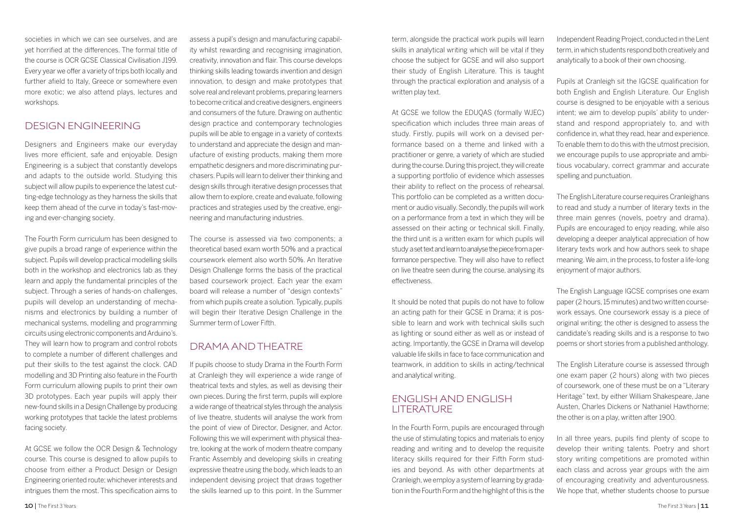societies in which we can see ourselves, and are yet horrified at the differences. The formal title of the course is OCR GCSE Classical Civilisation J199. Every year we offer a variety of trips both locally and further afield to Italy, Greece or somewhere even more exotic; we also attend plays, lectures and workshops.

## DESIGN ENGINEERING

Designers and Engineers make our everyday lives more efficient, safe and enjoyable. Design Engineering is a subject that constantly develops and adapts to the outside world. Studying this subject will allow pupils to experience the latest cutting-edge technology as they harness the skills that keep them ahead of the curve in today's fast-moving and ever-changing society.

The Fourth Form curriculum has been designed to give pupils a broad range of experience within the subject. Pupils will develop practical modelling skills both in the workshop and electronics lab as they learn and apply the fundamental principles of the subject. Through a series of hands-on challenges, pupils will develop an understanding of mechanisms and electronics by building a number of mechanical systems, modelling and programming circuits using electronic components and Arduino's. They will learn how to program and control robots to complete a number of different challenges and put their skills to the test against the clock. CAD modelling and 3D Printing also feature in the Fourth Form curriculum allowing pupils to print their own 3D prototypes. Each year pupils will apply their new-found skills in a Design Challenge by producing working prototypes that tackle the latest problems facing society.

At GCSE we follow the OCR Design & Technology course. This course is designed to allow pupils to choose from either a Product Design or Design Engineering oriented route; whichever interests and intrigues them the most. This specification aims to assess a pupil's design and manufacturing capability whilst rewarding and recognising imagination, creativity, innovation and flair. This course develops thinking skills leading towards invention and design innovation, to design and make prototypes that solve real and relevant problems, preparing learners to become critical and creative designers, engineers and consumers of the future. Drawing on authentic design practice and contemporary technologies pupils will be able to engage in a variety of contexts to understand and appreciate the design and manufacture of existing products, making them more empathetic designers and more discriminating purchasers. Pupils will learn to deliver their thinking and design skills through iterative design processes that allow them to explore, create and evaluate, following practices and strategies used by the creative, engineering and manufacturing industries.

The course is assessed via two components; a theoretical based exam worth 50% and a practical coursework element also worth 50%. An Iterative Design Challenge forms the basis of the practical based coursework project. Each year the exam board will release a number of "design contexts" from which pupils create a solution. Typically, pupils will begin their Iterative Design Challenge in the Summer term of Lower Fifth.

## DRAMA AND THEATRE

If pupils choose to study Drama in the Fourth Form at Cranleigh they will experience a wide range of theatrical texts and styles, as well as devising their own pieces. During the first term, pupils will explore a wide range of theatrical styles through the analysis of live theatre, students will analyse the work from the point of view of Director, Designer, and Actor. Following this we will experiment with physical theatre, looking at the work of modern theatre company Frantic Assembly and developing skills in creating expressive theatre using the body, which leads to an independent devising project that draws together the skills learned up to this point. In the Summer term, alongside the practical work pupils will learn skills in analytical writing which will be vital if they choose the subject for GCSE and will also support their study of English Literature. This is taught through the practical exploration and analysis of a written play text.

At GCSE we follow the EDUQAS (formally WJEC) specification which includes three main areas of study. Firstly, pupils will work on a devised performance based on a theme and linked with a practitioner or genre, a variety of which are studied during the course. During this project, they will create a supporting portfolio of evidence which assesses their ability to reflect on the process of rehearsal. This portfolio can be completed as a written document or audio visually. Secondly, the pupils will work on a performance from a text in which they will be assessed on their acting or technical skill. Finally, the third unit is a written exam for which pupils will study a set text and learn to analyse the piece from a performance perspective. They will also have to reflect on live theatre seen during the course, analysing its effectiveness.

It should be noted that pupils do not have to follow an acting path for their GCSE in Drama; it is possible to learn and work with technical skills such as lighting or sound either as well as or instead of acting. Importantly, the GCSE in Drama will develop valuable life skills in face to face communication and teamwork, in addition to skills in acting/technical and analytical writing.

## ENGLISH AND ENGLISH LITERATURE

In the Fourth Form, pupils are encouraged through the use of stimulating topics and materials to enjoy reading and writing and to develop the requisite literacy skills required for their Fifth Form studies and beyond. As with other departments at Cranleigh, we employ a system of learning by gradation in the Fourth Form and the highlight of this is the Independent Reading Project, conducted in the Lent term, in which students respond both creatively and analytically to a book of their own choosing.

Pupils at Cranleigh sit the IGCSE qualification for both English and English Literature. Our English course is designed to be enjoyable with a serious intent; we aim to develop pupils' ability to understand and respond appropriately to, and with confidence in, what they read, hear and experience. To enable them to do this with the utmost precision, we encourage pupils to use appropriate and ambitious vocabulary, correct grammar and accurate spelling and punctuation.

The English Literature course requires Cranleighans to read and study a number of literary texts in the three main genres (novels, poetry and drama). Pupils are encouraged to enjoy reading, while also developing a deeper analytical appreciation of how literary texts work and how authors seek to shape meaning. We aim, in the process, to foster a life-long enjoyment of major authors.

The English Language IGCSE comprises one exam paper (2 hours, 15 minutes) and two written coursework essays. One coursework essay is a piece of original writing; the other is designed to assess the candidate's reading skills and is a response to two poems or short stories from a published anthology.

The English Literature course is assessed through one exam paper (2 hours) along with two pieces of coursework, one of these must be on a "Literary Heritage" text, by either William Shakespeare, Jane Austen, Charles Dickens or Nathaniel Hawthorne; the other is on a play, written after 1900.

In all three years, pupils find plenty of scope to develop their writing talents. Poetry and short story writing competitions are promoted within each class and across year groups with the aim of encouraging creativity and adventurousness. We hope that, whether students choose to pursue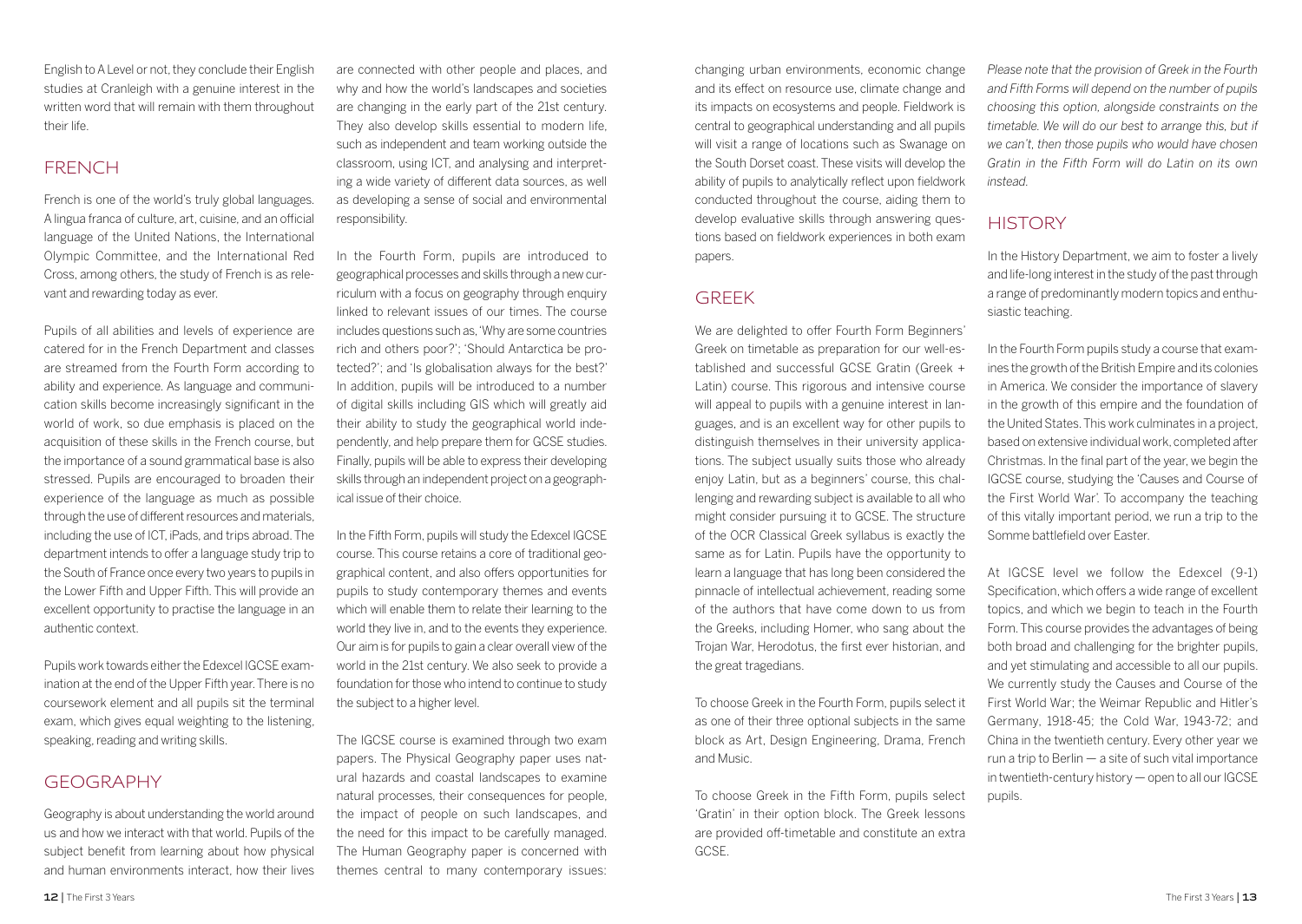English to A Level or not, they conclude their English studies at Cranleigh with a genuine interest in the written word that will remain with them throughout their life.

## FRENCH

French is one of the world's truly global languages. A lingua franca of culture, art, cuisine, and an official language of the United Nations, the International Olympic Committee, and the International Red Cross, among others, the study of French is as relevant and rewarding today as ever.

Pupils of all abilities and levels of experience are catered for in the French Department and classes are streamed from the Fourth Form according to ability and experience. As language and communication skills become increasingly significant in the world of work, so due emphasis is placed on the acquisition of these skills in the French course, but the importance of a sound grammatical base is also stressed. Pupils are encouraged to broaden their experience of the language as much as possible through the use of different resources and materials, including the use of ICT, iPads, and trips abroad. The department intends to offer a language study trip to the South of France once every two years to pupils in the Lower Fifth and Upper Fifth. This will provide an excellent opportunity to practise the language in an authentic context.

Pupils work towards either the Edexcel IGCSE examination at the end of the Upper Fifth year. There is no coursework element and all pupils sit the terminal exam, which gives equal weighting to the listening, speaking, reading and writing skills.

## GEOGRAPHY

Geography is about understanding the world around us and how we interact with that world. Pupils of the subject benefit from learning about how physical and human environments interact, how their lives are connected with other people and places, and why and how the world's landscapes and societies are changing in the early part of the 21st century. They also develop skills essential to modern life, such as independent and team working outside the classroom, using ICT, and analysing and interpreting a wide variety of different data sources, as well as developing a sense of social and environmental responsibility.

In the Fourth Form, pupils are introduced to geographical processes and skills through a new curriculum with a focus on geography through enquiry linked to relevant issues of our times. The course includes questions such as, 'Why are some countries rich and others poor?'; 'Should Antarctica be protected?'; and 'Is globalisation always for the best?' In addition, pupils will be introduced to a number of digital skills including GIS which will greatly aid their ability to study the geographical world independently, and help prepare them for GCSE studies. Finally, pupils will be able to express their developing skills through an independent project on a geographical issue of their choice.

In the Fifth Form, pupils will study the Edexcel IGCSE course. This course retains a core of traditional geographical content, and also offers opportunities for pupils to study contemporary themes and events which will enable them to relate their learning to the world they live in, and to the events they experience. Our aim is for pupils to gain a clear overall view of the world in the 21st century. We also seek to provide a foundation for those who intend to continue to study the subject to a higher level.

The IGCSE course is examined through two exam papers. The Physical Geography paper uses natural hazards and coastal landscapes to examine natural processes, their consequences for people, the impact of people on such landscapes, and the need for this impact to be carefully managed. The Human Geography paper is concerned with themes central to many contemporary issues: changing urban environments, economic change and its effect on resource use, climate change and its impacts on ecosystems and people. Fieldwork is central to geographical understanding and all pupils will visit a range of locations such as Swanage on the South Dorset coast. These visits will develop the ability of pupils to analytically reflect upon fieldwork conducted throughout the course, aiding them to develop evaluative skills through answering questions based on fieldwork experiences in both exam papers.

## GREEK

We are delighted to offer Fourth Form Beginners' Greek on timetable as preparation for our well-established and successful GCSE Gratin (Greek + Latin) course. This rigorous and intensive course will appeal to pupils with a genuine interest in languages, and is an excellent way for other pupils to distinguish themselves in their university applications. The subject usually suits those who already enjoy Latin, but as a beginners' course, this challenging and rewarding subject is available to all who might consider pursuing it to GCSE. The structure of the OCR Classical Greek syllabus is exactly the same as for Latin. Pupils have the opportunity to learn a language that has long been considered the pinnacle of intellectual achievement, reading some of the authors that have come down to us from the Greeks, including Homer, who sang about the Trojan War, Herodotus, the first ever historian, and the great tragedians.

To choose Greek in the Fourth Form, pupils select it as one of their three optional subjects in the same block as Art, Design Engineering, Drama, French and Music.

To choose Greek in the Fifth Form, pupils select 'Gratin' in their option block. The Greek lessons are provided off-timetable and constitute an extra GCSE.

*Please note that the provision of Greek in the Fourth and Fifth Forms will depend on the number of pupils choosing this option, alongside constraints on the timetable. We will do our best to arrange this, but if we can't, then those pupils who would have chosen Gratin in the Fifth Form will do Latin on its own instead.*

## HISTORY

In the History Department, we aim to foster a lively and life-long interest in the study of the past through a range of predominantly modern topics and enthusiastic teaching.

In the Fourth Form pupils study a course that examines the growth of the British Empire and its colonies in America. We consider the importance of slavery in the growth of this empire and the foundation of the United States. This work culminates in a project, based on extensive individual work, completed after Christmas. In the final part of the year, we begin the IGCSE course, studying the 'Causes and Course of the First World War'. To accompany the teaching of this vitally important period, we run a trip to the Somme battlefield over Easter.

At IGCSE level we follow the Edexcel (9-1) Specification, which offers a wide range of excellent topics, and which we begin to teach in the Fourth Form. This course provides the advantages of being both broad and challenging for the brighter pupils, and yet stimulating and accessible to all our pupils. We currently study the Causes and Course of the First World War; the Weimar Republic and Hitler's Germany, 1918-45; the Cold War, 1943-72; and China in the twentieth century. Every other year we run a trip to Berlin — a site of such vital importance in twentieth-century history — open to all our IGCSE pupils.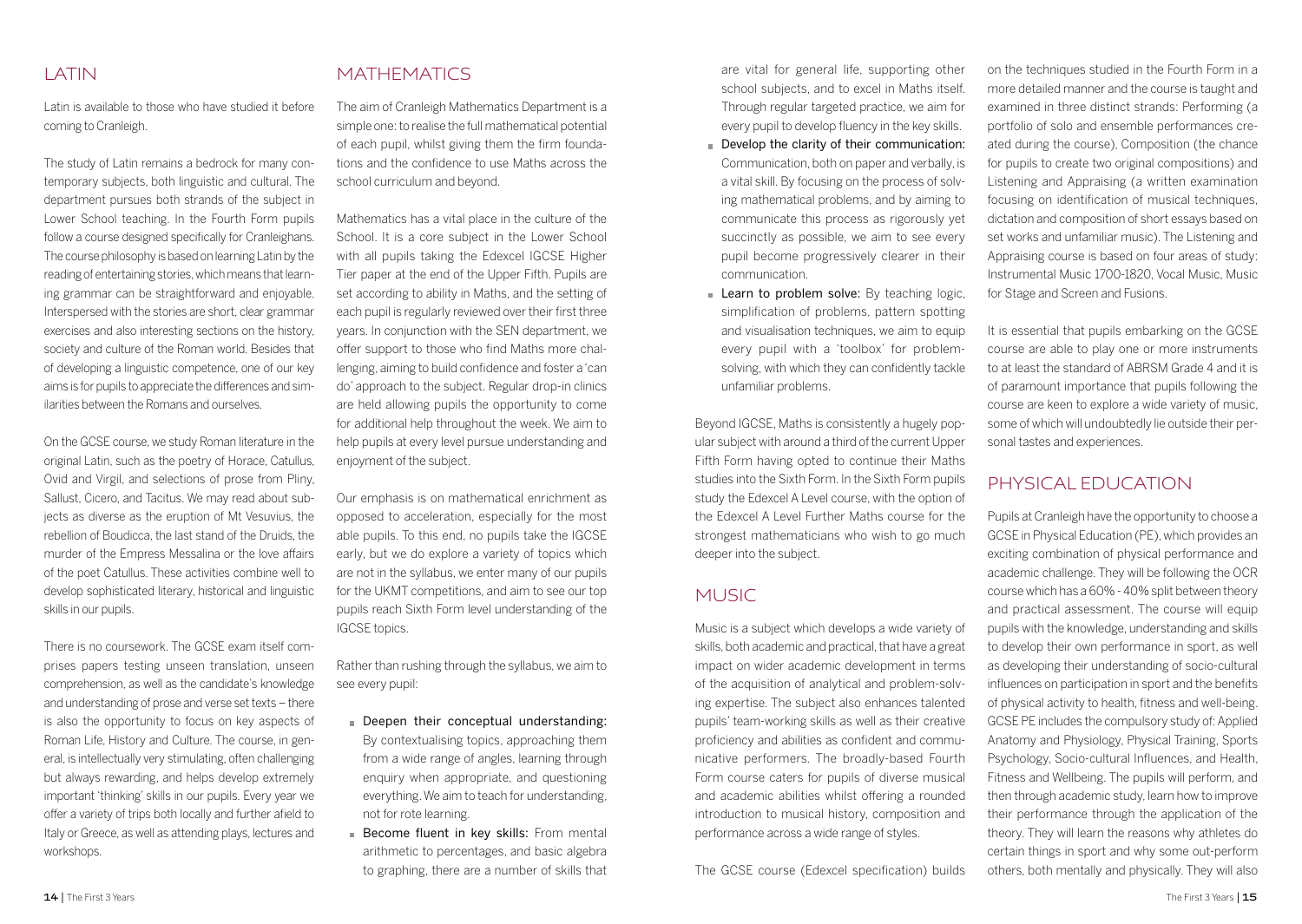## LATIN

Latin is available to those who have studied it before coming to Cranleigh.

The study of Latin remains a bedrock for many contemporary subjects, both linguistic and cultural. The department pursues both strands of the subject in Lower School teaching. In the Fourth Form pupils follow a course designed specifically for Cranleighans. The course philosophy is based on learning Latin by the reading of entertaining stories, which means that learning grammar can be straightforward and enjoyable. Interspersed with the stories are short, clear grammar exercises and also interesting sections on the history, society and culture of the Roman world. Besides that of developing a linguistic competence, one of our key aims is for pupils to appreciate the differences and similarities between the Romans and ourselves.

On the GCSE course, we study Roman literature in the original Latin, such as the poetry of Horace, Catullus, Ovid and Virgil, and selections of prose from Pliny, Sallust, Cicero, and Tacitus. We may read about subjects as diverse as the eruption of Mt Vesuvius, the rebellion of Boudicca, the last stand of the Druids, the murder of the Empress Messalina or the love affairs of the poet Catullus. These activities combine well to develop sophisticated literary, historical and linguistic skills in our pupils.

There is no coursework. The GCSE exam itself comprises papers testing unseen translation, unseen comprehension, as well as the candidate's knowledge and understanding of prose and verse set texts – there is also the opportunity to focus on key aspects of Roman Life, History and Culture. The course, in general, is intellectually very stimulating, often challenging but always rewarding, and helps develop extremely important 'thinking' skills in our pupils. Every year we offer a variety of trips both locally and further afield to Italy or Greece, as well as attending plays, lectures and workshops.

## MATHEMATICS

The aim of Cranleigh Mathematics Department is a simple one: to realise the full mathematical potential of each pupil, whilst giving them the firm foundations and the confidence to use Maths across the school curriculum and beyond.

Mathematics has a vital place in the culture of the School. It is a core subject in the Lower School with all pupils taking the Edexcel IGCSE Higher Tier paper at the end of the Upper Fifth. Pupils are set according to ability in Maths, and the setting of each pupil is regularly reviewed over their first three years. In conjunction with the SEN department, we offer support to those who find Maths more challenging, aiming to build confidence and foster a 'can do' approach to the subject. Regular drop-in clinics are held allowing pupils the opportunity to come for additional help throughout the week. We aim to help pupils at every level pursue understanding and enjoyment of the subject.

Our emphasis is on mathematical enrichment as opposed to acceleration, especially for the most able pupils. To this end, no pupils take the IGCSE early, but we do explore a variety of topics which are not in the syllabus, we enter many of our pupils for the UKMT competitions, and aim to see our top pupils reach Sixth Form level understanding of the IGCSE topics.

Rather than rushing through the syllabus, we aim to see every pupil:

- **Deepen their conceptual understanding:** By contextualising topics, approaching them from a wide range of angles, learning through enquiry when appropriate, and questioning everything. We aim to teach for understanding, not for rote learning.
- **Become fluent in key skills:** From mental arithmetic to percentages, and basic algebra to graphing, there are a number of skills that are vital for general life, supporting other school subjects, and to excel in Maths itself. Through regular targeted practice, we aim for every pupil to develop fluency in the key skills.
- **Develop the clarity of their communication:** Communication, both on paper and verbally, is a vital skill. By focusing on the process of solving mathematical problems, and by aiming to communicate this process as rigorously yet succinctly as possible, we aim to see every pupil become progressively clearer in their communication.
- **Learn to problem solve:** By teaching logic, simplification of problems, pattern spotting and visualisation techniques, we aim to equip every pupil with a 'toolbox' for problem-solving, with which they can confidently tackle unfamiliar problems.

Beyond IGCSE, Maths is consistently a hugely popular subject with around a third of the current Upper Fifth Form having opted to continue their Maths studies into the Sixth Form. In the Sixth Form pupils study the Edexcel A Level course, with the option of the Edexcel A Level Further Maths course for the strongest mathematicians who wish to go much deeper into the subject.

## MUSIC

Music is a subject which develops a wide variety of skills, both academic and practical, that have a great impact on wider academic development in terms of the acquisition of analytical and problem-solving expertise. The subject also enhances talented pupils' team-working skills as well as their creative proficiency and abilities as confident and communicative performers. The broadly-based Fourth Form course caters for pupils of diverse musical and academic abilities whilst offering a rounded introduction to musical history, composition and performance across a wide range of styles.

The GCSE course (Edexcel specification) builds on the techniques studied in the Fourth Form in a more detailed manner and the course is taught and examined in three distinct strands: Performing (a portfolio of solo and ensemble performances created during the course), Composition (the chance for pupils to create two original compositions) and Listening and Appraising (a written examination focusing on identification of musical techniques, dictation and composition of short essays based on set works and unfamiliar music). The Listening and Appraising course is based on four areas of study: Instrumental Music 1700-1820, Vocal Music, Music for Stage and Screen and Fusions.

It is essential that pupils embarking on the GCSE course are able to play one or more instruments to at least the standard of ABRSM Grade 4 and it is of paramount importance that pupils following the course are keen to explore a wide variety of music, some of which will undoubtedly lie outside their personal tastes and experiences.

## PHYSICAL EDUCATION

Pupils at Cranleigh have the opportunity to choose a GCSE in Physical Education (PE), which provides an exciting combination of physical performance and academic challenge. They will be following the OCR course which has a 60% - 40% split between theory and practical assessment. The course will equip pupils with the knowledge, understanding and skills to develop their own performance in sport, as well as developing their understanding of socio-cultural influences on participation in sport and the benefits of physical activity to health, fitness and well-being. GCSE PE includes the compulsory study of: Applied Anatomy and Physiology, Physical Training, Sports Psychology, Socio-cultural Influences, and Health, Fitness and Wellbeing. The pupils will perform, and then through academic study, learn how to improve their performance through the application of the theory. They will learn the reasons why athletes do certain things in sport and why some out-perform others, both mentally and physically. They will also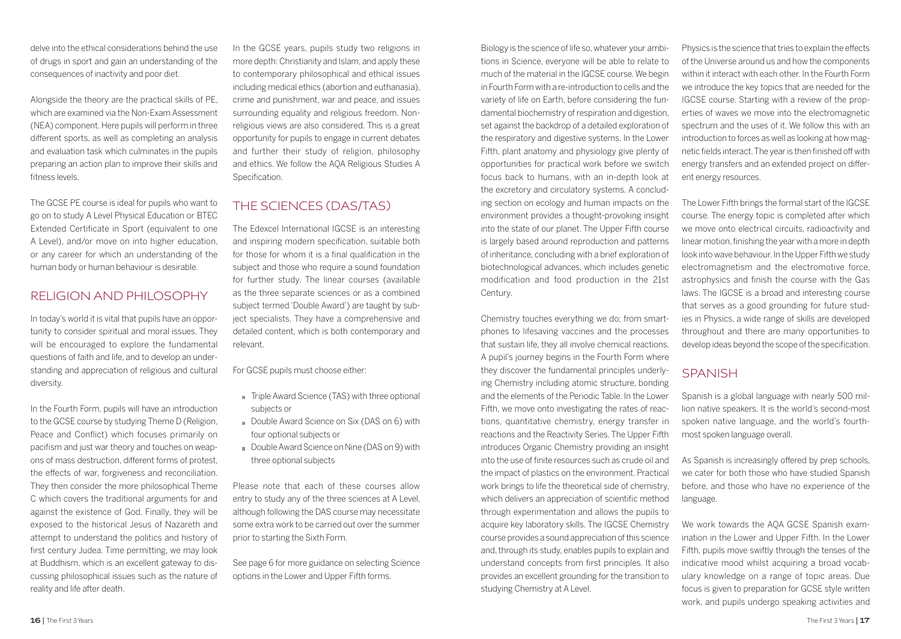delve into the ethical considerations behind the use of drugs in sport and gain an understanding of the consequences of inactivity and poor diet.

Alongside the theory are the practical skills of PE, which are examined via the Non-Exam Assessment (NEA) component. Here pupils will perform in three different sports, as well as completing an analysis and evaluation task which culminates in the pupils preparing an action plan to improve their skills and fitness levels.

The GCSE PE course is ideal for pupils who want to go on to study A Level Physical Education or BTEC Extended Certificate in Sport (equivalent to one A Level), and/or move on into higher education, or any career for which an understanding of the human body or human behaviour is desirable.

## RELIGION AND PHILOSOPHY

In today's world it is vital that pupils have an opportunity to consider spiritual and moral issues. They will be encouraged to explore the fundamental questions of faith and life, and to develop an understanding and appreciation of religious and cultural diversity.

In the Fourth Form, pupils will have an introduction to the GCSE course by studying Theme D (Religion, Peace and Conflict) which focuses primarily on pacifism and just war theory and touches on weapons of mass destruction, different forms of protest, the effects of war, forgiveness and reconciliation. They then consider the more philosophical Theme C which covers the traditional arguments for and against the existence of God. Finally, they will be exposed to the historical Jesus of Nazareth and attempt to understand the politics and history of first century Judea. Time permitting, we may look at Buddhism, which is an excellent gateway to discussing philosophical issues such as the nature of reality and life after death.

In the GCSE years, pupils study two religions in more depth: Christianity and Islam, and apply these to contemporary philosophical and ethical issues including medical ethics (abortion and euthanasia), crime and punishment, war and peace, and issues surrounding equality and religious freedom. Non-religious views are also considered. This is a great opportunity for pupils to engage in current debates and further their study of religion, philosophy and ethics. We follow the AQA Religious Studies A Specification.

## THE SCIENCES (DAS/TAS)

The Edexcel International IGCSE is an interesting and inspiring modern specification, suitable both for those for whom it is a final qualification in the subject and those who require a sound foundation for further study. The linear courses (available as the three separate sciences or as a combined subject termed 'Double Award') are taught by subject specialists. They have a comprehensive and detailed content, which is both contemporary and relevant.

For GCSE pupils must choose either:

- Triple Award Science (TAS) with three optional subjects or
- Double Award Science on Six (DAS on 6) with four optional subjects or
- Double Award Science on Nine (DAS on 9) with three optional subjects

Please note that each of these courses allow entry to study any of the three sciences at A Level, although following the DAS course may necessitate some extra work to be carried out over the summer prior to starting the Sixth Form.

See page 6 for more guidance on selecting Science options in the Lower and Upper Fifth forms.

Biology is the science of life so, whatever your ambitions in Science, everyone will be able to relate to much of the material in the IGCSE course. We begin in Fourth Form with a re-introduction to cells and the variety of life on Earth, before considering the fundamental biochemistry of respiration and digestion, set against the backdrop of a detailed exploration of the respiratory and digestive systems. In the Lower Fifth, plant anatomy and physiology give plenty of opportunities for practical work before we switch focus back to humans, with an in-depth look at the excretory and circulatory systems. A concluding section on ecology and human impacts on the environment provides a thought-provoking insight into the state of our planet. The Upper Fifth course is largely based around reproduction and patterns of inheritance, concluding with a brief exploration of biotechnological advances, which includes genetic modification and food production in the 21st Century.

Chemistry touches everything we do; from smartphones to lifesaving vaccines and the processes that sustain life, they all involve chemical reactions. A pupil's journey begins in the Fourth Form where they discover the fundamental principles underlying Chemistry including atomic structure, bonding and the elements of the Periodic Table. In the Lower Fifth, we move onto investigating the rates of reactions, quantitative chemistry, energy transfer in reactions and the Reactivity Series. The Upper Fifth introduces Organic Chemistry providing an insight into the use of finite resources such as crude oil and the impact of plastics on the environment. Practical work brings to life the theoretical side of chemistry, which delivers an appreciation of scientific method through experimentation and allows the pupils to acquire key laboratory skills. The IGCSE Chemistry course provides a sound appreciation of this science and, through its study, enables pupils to explain and understand concepts from first principles. It also provides an excellent grounding for the transition to studying Chemistry at A Level.

Physics is the science that tries to explain the effects of the Universe around us and how the components within it interact with each other. In the Fourth Form we introduce the key topics that are needed for the IGCSE course. Starting with a review of the properties of waves we move into the electromagnetic spectrum and the uses of it. We follow this with an introduction to forces as well as looking at how magnetic fields interact. The year is then finished off with energy transfers and an extended project on different energy resources.

The Lower Fifth brings the formal start of the IGCSE course. The energy topic is completed after which we move onto electrical circuits, radioactivity and linear motion, finishing the year with a more in depth look into wave behaviour. In the Upper Fifth we study electromagnetism and the electromotive force, astrophysics and finish the course with the Gas laws. The IGCSE is a broad and interesting course that serves as a good grounding for future studies in Physics, a wide range of skills are developed throughout and there are many opportunities to develop ideas beyond the scope of the specification.

## SPANISH

Spanish is a global language with nearly 500 million native speakers. It is the world's second-most spoken native language, and the world's fourth-most spoken language overall.

As Spanish is increasingly offered by prep schools, we cater for both those who have studied Spanish before, and those who have no experience of the language.

We work towards the AQA GCSE Spanish examination in the Lower and Upper Fifth. In the Lower Fifth, pupils move swiftly through the tenses of the indicative mood whilst acquiring a broad vocabulary knowledge on a range of topic areas. Due focus is given to preparation for GCSE style written work, and pupils undergo speaking activities and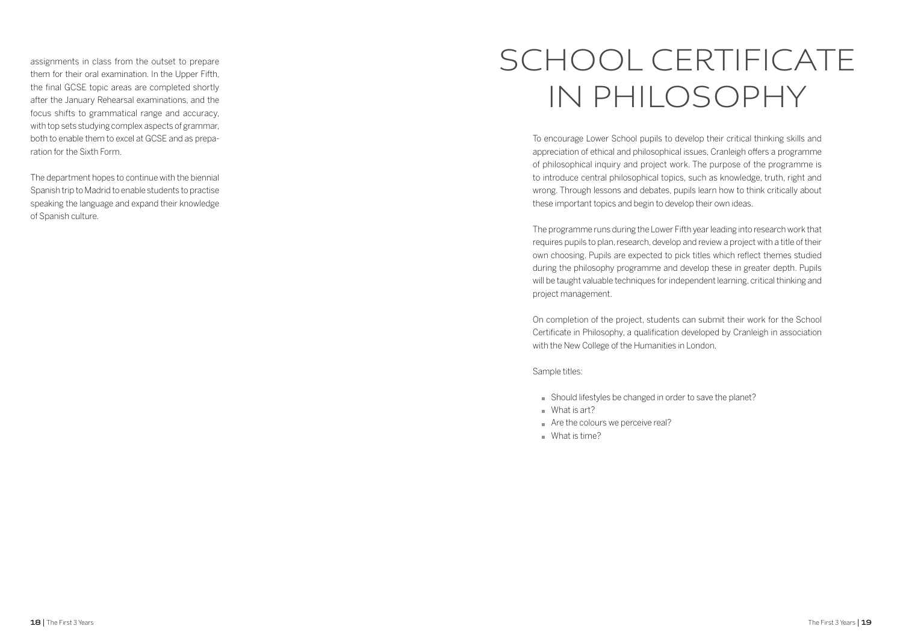assignments in class from the outset to prepare them for their oral examination. In the Upper Fifth, the final GCSE topic areas are completed shortly after the January Rehearsal examinations, and the focus shifts to grammatical range and accuracy, with top sets studying complex aspects of grammar, both to enable them to excel at GCSE and as preparation for the Sixth Form.

The department hopes to continue with the biennial Spanish trip to Madrid to enable students to practise speaking the language and expand their knowledge of Spanish culture.

# SCHOOL CERTIFICATE IN PHILOSOPHY

To encourage Lower School pupils to develop their critical thinking skills and appreciation of ethical and philosophical issues, Cranleigh offers a programme of philosophical inquiry and project work. The purpose of the programme is to introduce central philosophical topics, such as knowledge, truth, right and wrong. Through lessons and debates, pupils learn how to think critically about these important topics and begin to develop their own ideas.

The programme runs during the Lower Fifth year leading into research work that requires pupils to plan, research, develop and review a project with a title of their own choosing. Pupils are expected to pick titles which reflect themes studied during the philosophy programme and develop these in greater depth. Pupils will be taught valuable techniques for independent learning, critical thinking and project management.

On completion of the project, students can submit their work for the School Certificate in Philosophy, a qualification developed by Cranleigh in association with the New College of the Humanities in London.

Sample titles:

- Should lifestyles be changed in order to save the planet?
- What is art?
- Are the colours we perceive real?
- What is time?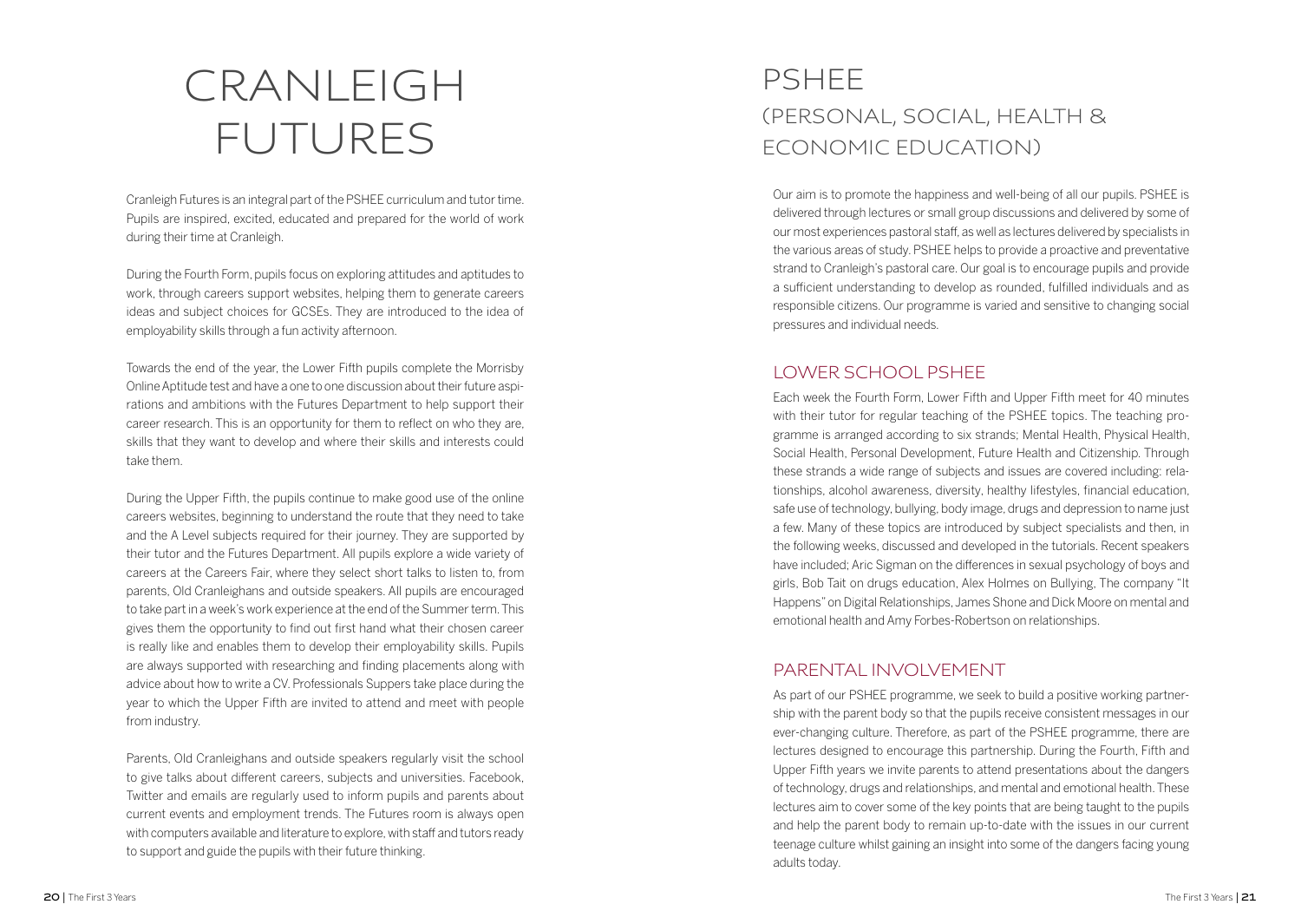# CRANLEIGH FUTURES

Cranleigh Futures is an integral part of the PSHEE curriculum and tutor time. Pupils are inspired, excited, educated and prepared for the world of work during their time at Cranleigh.

During the Fourth Form, pupils focus on exploring attitudes and aptitudes to work, through careers support websites, helping them to generate careers ideas and subject choices for GCSEs. They are introduced to the idea of employability skills through a fun activity afternoon.

Towards the end of the year, the Lower Fifth pupils complete the Morrisby Online Aptitude test and have a one to one discussion about their future aspirations and ambitions with the Futures Department to help support their career research. This is an opportunity for them to reflect on who they are, skills that they want to develop and where their skills and interests could take them.

During the Upper Fifth, the pupils continue to make good use of the online careers websites, beginning to understand the route that they need to take and the A Level subjects required for their journey. They are supported by their tutor and the Futures Department. All pupils explore a wide variety of careers at the Careers Fair, where they select short talks to listen to, from parents, Old Cranleighans and outside speakers. All pupils are encouraged to take part in a week's work experience at the end of the Summer term. This gives them the opportunity to find out first hand what their chosen career is really like and enables them to develop their employability skills. Pupils are always supported with researching and finding placements along with advice about how to write a CV. Professionals Suppers take place during the year to which the Upper Fifth are invited to attend and meet with people from industry.

Parents, Old Cranleighans and outside speakers regularly visit the school to give talks about different careers, subjects and universities. Facebook, Twitter and emails are regularly used to inform pupils and parents about current events and employment trends. The Futures room is always open with computers available and literature to explore, with staff and tutors ready to support and guide the pupils with their future thinking.

# PSHEE (PERSONAL, SOCIAL, HEALTH & ECONOMIC EDUCATION)

Our aim is to promote the happiness and well-being of all our pupils. PSHEE is delivered through lectures or small group discussions and delivered by some of our most experiences pastoral staff, as well as lectures delivered by specialists in the various areas of study. PSHEE helps to provide a proactive and preventative strand to Cranleigh's pastoral care. Our goal is to encourage pupils and provide a sufficient understanding to develop as rounded, fulfilled individuals and as responsible citizens. Our programme is varied and sensitive to changing social pressures and individual needs.

## LOWER SCHOOL PSHEE

Each week the Fourth Form, Lower Fifth and Upper Fifth meet for 40 minutes with their tutor for regular teaching of the PSHEE topics. The teaching programme is arranged according to six strands; Mental Health, Physical Health, Social Health, Personal Development, Future Health and Citizenship. Through these strands a wide range of subjects and issues are covered including: relationships, alcohol awareness, diversity, healthy lifestyles, financial education, safe use of technology, bullying, body image, drugs and depression to name just a few. Many of these topics are introduced by subject specialists and then, in the following weeks, discussed and developed in the tutorials. Recent speakers have included; Aric Sigman on the differences in sexual psychology of boys and girls, Bob Tait on drugs education, Alex Holmes on Bullying, The company "It Happens" on Digital Relationships, James Shone and Dick Moore on mental and emotional health and Amy Forbes-Robertson on relationships.

## PARENTAL INVOLVEMENT

As part of our PSHEE programme, we seek to build a positive working partnership with the parent body so that the pupils receive consistent messages in our ever-changing culture. Therefore, as part of the PSHEE programme, there are lectures designed to encourage this partnership. During the Fourth, Fifth and Upper Fifth years we invite parents to attend presentations about the dangers of technology, drugs and relationships, and mental and emotional health. These lectures aim to cover some of the key points that are being taught to the pupils and help the parent body to remain up-to-date with the issues in our current teenage culture whilst gaining an insight into some of the dangers facing young adults today.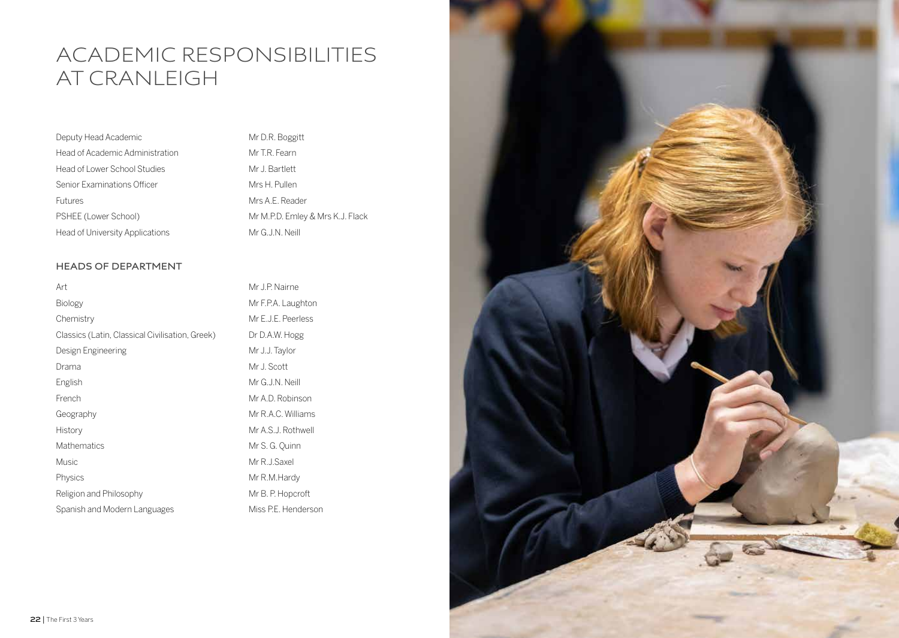# ACADEMIC RESPONSIBILITIES AT CRANLEIGH

| | |
|---|---|
| Deputy Head Academic | Mr D.R. Boggitt |
| Head of Academic Administration | Mr T.R. Fearn |
| Head of Lower School Studies | Mr J. Bartlett |
| Senior Examinations Officer | Mrs H. Pullen |
| Futures | Mrs A.E. Reader |
| PSHEE (Lower School) | Mr M.P.D. Emley & Mrs K.J. Flack |
| Head of University Applications | Mr G.J.N. Neill |

## HEADS OF DEPARTMENT

| | |
|---|---|
| Art | Mr J.P. Nairne |
| Biology | Mr F.P.A. Laughton |
| Chemistry | Mr E.J.E. Peerless |
| Classics (Latin, Classical Civilisation, Greek) | Dr D.A.W. Hogg |
| Design Engineering | Mr J.J. Taylor |
| Drama | Mr J. Scott |
| English | Mr G.J.N. Neill |
| French | Mr A.D. Robinson |
| Geography | Mr R.A.C. Williams |
| History | Mr A.S.J. Rothwell |
| Mathematics | Mr S. G. Quinn |
| Music | Mr R.J.Saxel |
| Physics | Mr R.M.Hardy |
| Religion and Philosophy | Mr B. P. Hopcroft |
| Spanish and Modern Languages | Miss P.E. Henderson |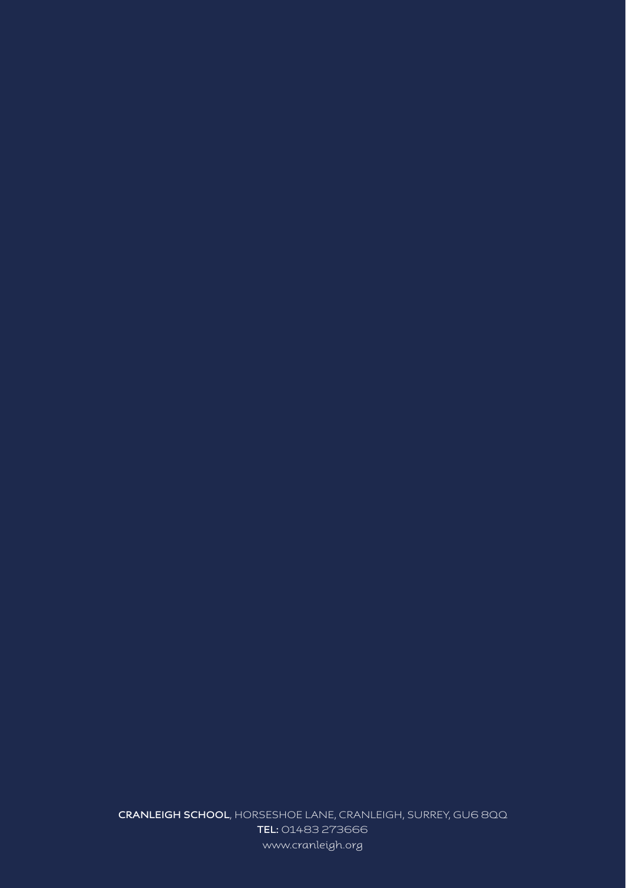**CRANLEIGH SCHOOL**, HORSESHOE LANE, CRANLEIGH, SURREY, GU6 8QQ

**TEL:** 01483 273666

www.cranleigh.org